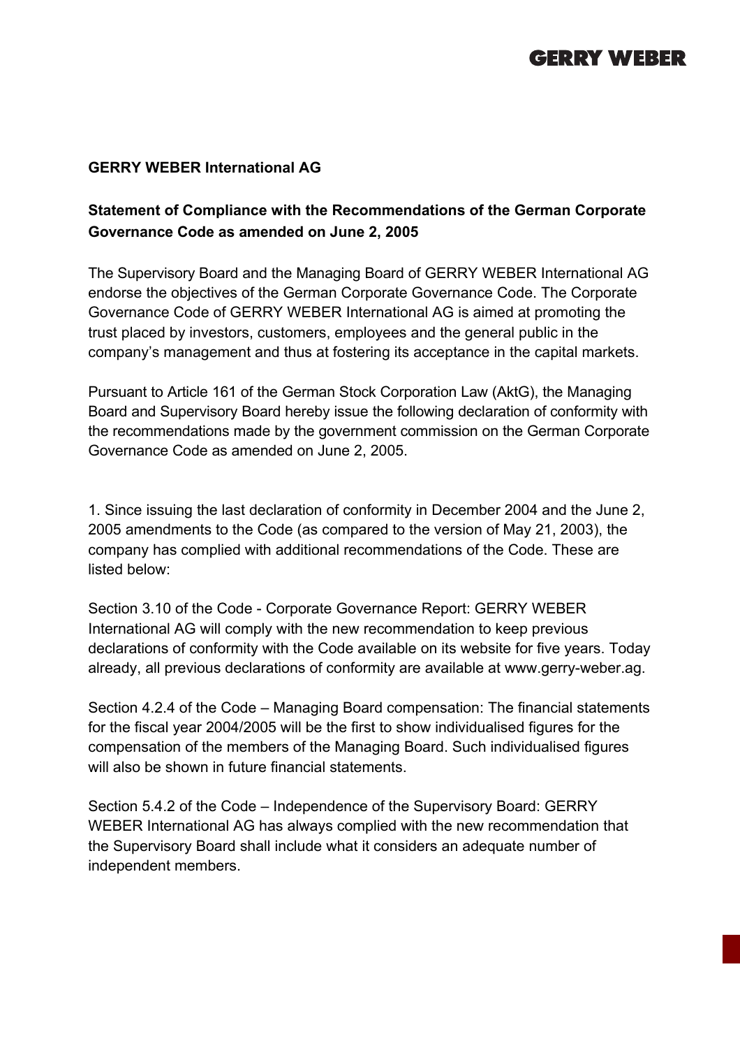**GERRY WEBER International AG**

**Statement of Compliance with the Recommendations of the German Corporate Governance Code as amended on June 2, 2005**

The Supervisory Board and the Managing Board of GERRY WEBER International AG endorse the objectives of the German Corporate Governance Code. The Corporate Governance Code of GERRY WEBER International AG is aimed at promoting the trust placed by investors, customers, employees and the general public in the company's management and thus at fostering its acceptance in the capital markets.

Pursuant to Article 161 of the German Stock Corporation Law (AktG), the Managing Board and Supervisory Board hereby issue the following declaration of conformity with the recommendations made by the government commission on the German Corporate Governance Code as amended on June 2, 2005.

1. Since issuing the last declaration of conformity in December 2004 and the June 2, 2005 amendments to the Code (as compared to the version of May 21, 2003), the company has complied with additional recommendations of the Code. These are listed below:

Section 3.10 of the Code - Corporate Governance Report: GERRY WEBER International AG will comply with the new recommendation to keep previous declarations of conformity with the Code available on its website for five years. Today already, all previous declarations of conformity are available at www.gerry-weber.ag.

Section 4.2.4 of the Code – Managing Board compensation: The financial statements for the fiscal year 2004/2005 will be the first to show individualised figures for the compensation of the members of the Managing Board. Such individualised figures will also be shown in future financial statements.

Section 5.4.2 of the Code – Independence of the Supervisory Board: GERRY WEBER International AG has always complied with the new recommendation that the Supervisory Board shall include what it considers an adequate number of independent members.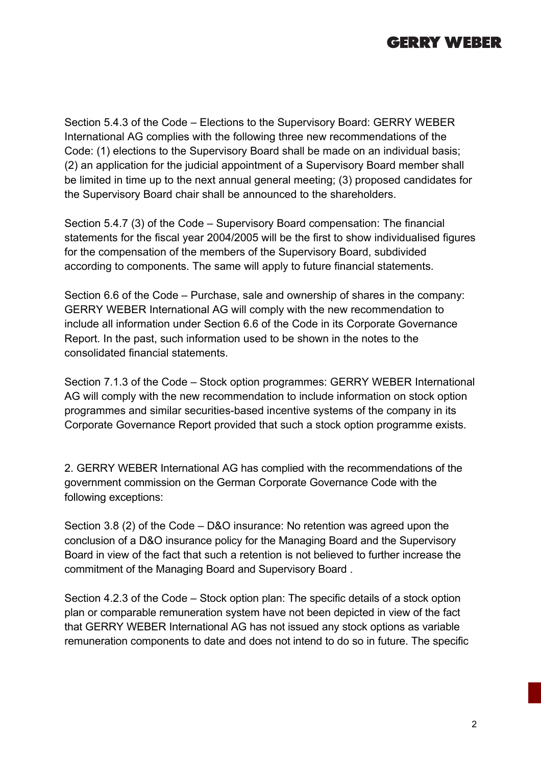Section 5.4.3 of the Code – Elections to the Supervisory Board: GERRY WEBER International AG complies with the following three new recommendations of the Code: (1) elections to the Supervisory Board shall be made on an individual basis; (2) an application for the judicial appointment of a Supervisory Board member shall be limited in time up to the next annual general meeting; (3) proposed candidates for the Supervisory Board chair shall be announced to the shareholders.

Section 5.4.7 (3) of the Code – Supervisory Board compensation: The financial statements for the fiscal year 2004/2005 will be the first to show individualised figures for the compensation of the members of the Supervisory Board, subdivided according to components. The same will apply to future financial statements.

Section 6.6 of the Code – Purchase, sale and ownership of shares in the company: GERRY WEBER International AG will comply with the new recommendation to include all information under Section 6.6 of the Code in its Corporate Governance Report. In the past, such information used to be shown in the notes to the consolidated financial statements.

Section 7.1.3 of the Code – Stock option programmes: GERRY WEBER International AG will comply with the new recommendation to include information on stock option programmes and similar securities-based incentive systems of the company in its Corporate Governance Report provided that such a stock option programme exists.

2. GERRY WEBER International AG has complied with the recommendations of the government commission on the German Corporate Governance Code with the following exceptions:

Section 3.8 (2) of the Code – D&O insurance: No retention was agreed upon the conclusion of a D&O insurance policy for the Managing Board and the Supervisory Board in view of the fact that such a retention is not believed to further increase the commitment of the Managing Board and Supervisory Board .

Section 4.2.3 of the Code – Stock option plan: The specific details of a stock option plan or comparable remuneration system have not been depicted in view of the fact that GERRY WEBER International AG has not issued any stock options as variable remuneration components to date and does not intend to do so in future. The specific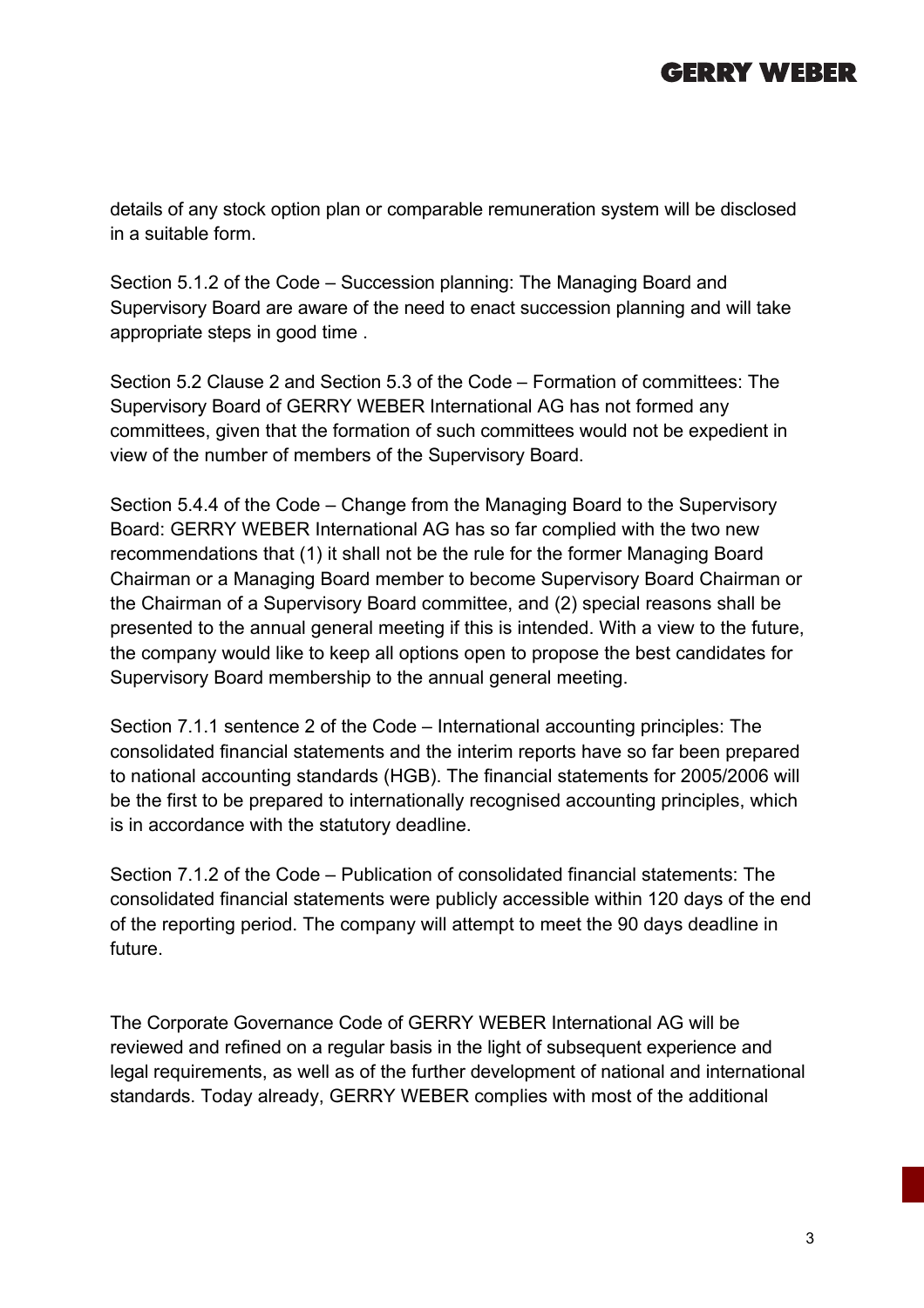details of any stock option plan or comparable remuneration system will be disclosed in a suitable form.

Section 5.1.2 of the Code – Succession planning: The Managing Board and Supervisory Board are aware of the need to enact succession planning and will take appropriate steps in good time .

Section 5.2 Clause 2 and Section 5.3 of the Code – Formation of committees: The Supervisory Board of GERRY WEBER International AG has not formed any committees, given that the formation of such committees would not be expedient in view of the number of members of the Supervisory Board.

Section 5.4.4 of the Code – Change from the Managing Board to the Supervisory Board: GERRY WEBER International AG has so far complied with the two new recommendations that (1) it shall not be the rule for the former Managing Board Chairman or a Managing Board member to become Supervisory Board Chairman or the Chairman of a Supervisory Board committee, and (2) special reasons shall be presented to the annual general meeting if this is intended. With a view to the future, the company would like to keep all options open to propose the best candidates for Supervisory Board membership to the annual general meeting.

Section 7.1.1 sentence 2 of the Code – International accounting principles: The consolidated financial statements and the interim reports have so far been prepared to national accounting standards (HGB). The financial statements for 2005/2006 will be the first to be prepared to internationally recognised accounting principles, which is in accordance with the statutory deadline.

Section 7.1.2 of the Code – Publication of consolidated financial statements: The consolidated financial statements were publicly accessible within 120 days of the end of the reporting period. The company will attempt to meet the 90 days deadline in future.

The Corporate Governance Code of GERRY WEBER International AG will be reviewed and refined on a regular basis in the light of subsequent experience and legal requirements, as well as of the further development of national and international standards. Today already, GERRY WEBER complies with most of the additional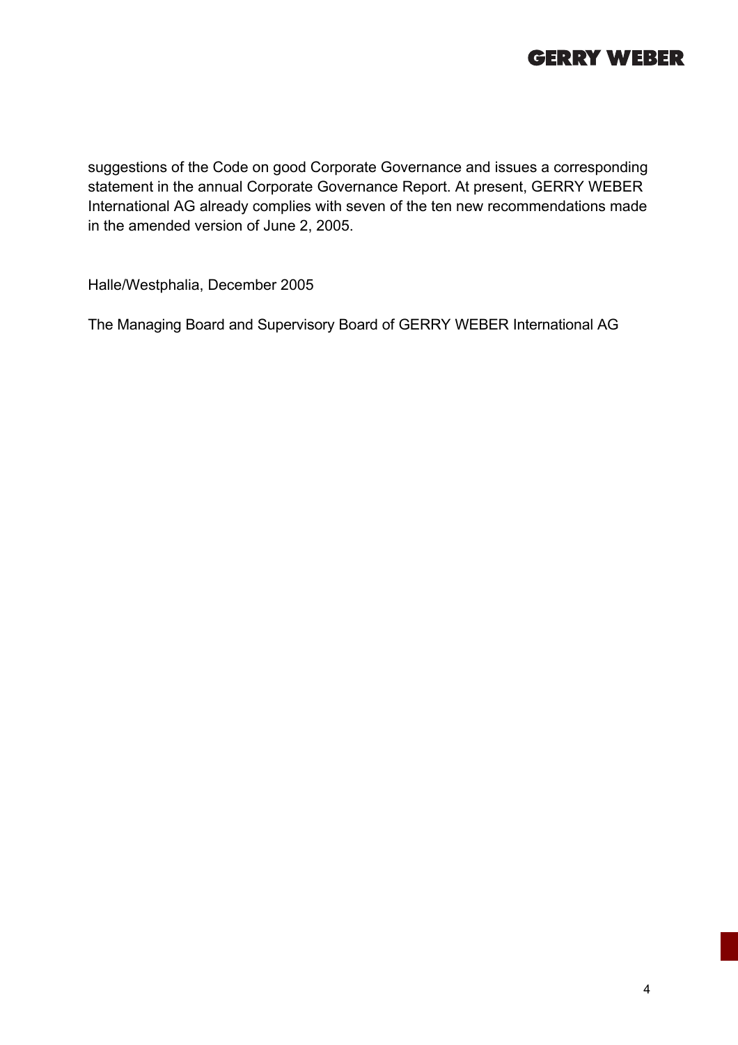suggestions of the Code on good Corporate Governance and issues a corresponding statement in the annual Corporate Governance Report. At present, GERRY WEBER International AG already complies with seven of the ten new recommendations made in the amended version of June 2, 2005.

Halle/Westphalia, December 2005

The Managing Board and Supervisory Board of GERRY WEBER International AG